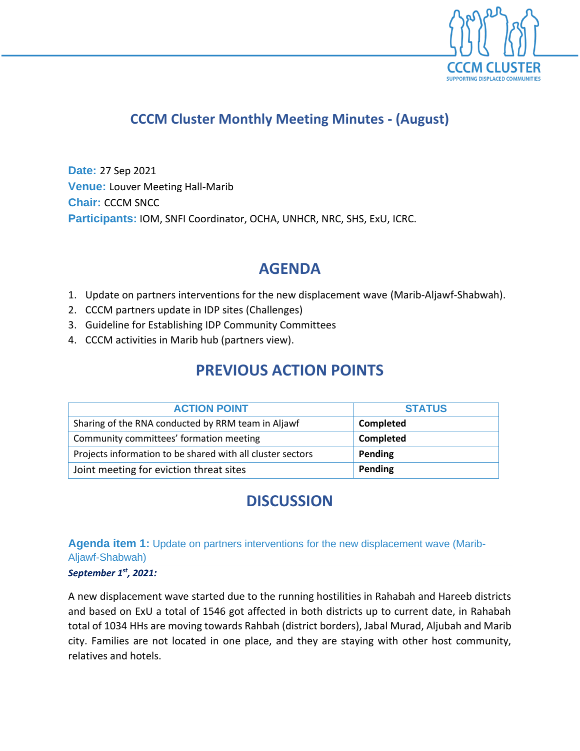# CCCM Cluster Monthly Meeting Minutes - (August)

**Date:** 27 Sep 2021
**Venue:** Louver Meeting Hall-Marib
**Chair:** CCCM SNCC
**Participants:** IOM, SNFI Coordinator, OCHA, UNHCR, NRC, SHS, ExU, ICRC.

## AGENDA

1. Update on partners interventions for the new displacement wave (Marib-Aljawf-Shabwah).
2. CCCM partners update in IDP sites (Challenges)
3. Guideline for Establishing IDP Community Committees
4. CCCM activities in Marib hub (partners view).

## PREVIOUS ACTION POINTS

| ACTION POINT | STATUS |
| --- | --- |
| Sharing of the RNA conducted by RRM team in Aljawf | **Completed** |
| Community committees' formation meeting | **Completed** |
| Projects information to be shared with all cluster sectors | **Pending** |
| Joint meeting for eviction threat sites | **Pending** |

## DISCUSSION

### Agenda item 1: Update on partners interventions for the new displacement wave (Marib-Aljawf-Shabwah)

***September 1st, 2021:***

A new displacement wave started due to the running hostilities in Rahabah and Hareeb districts and based on ExU a total of 1546 got affected in both districts up to current date, in Rahabah total of 1034 HHs are moving towards Rahbah (district borders), Jabal Murad, Aljubah and Marib city. Families are not located in one place, and they are staying with other host community, relatives and hotels.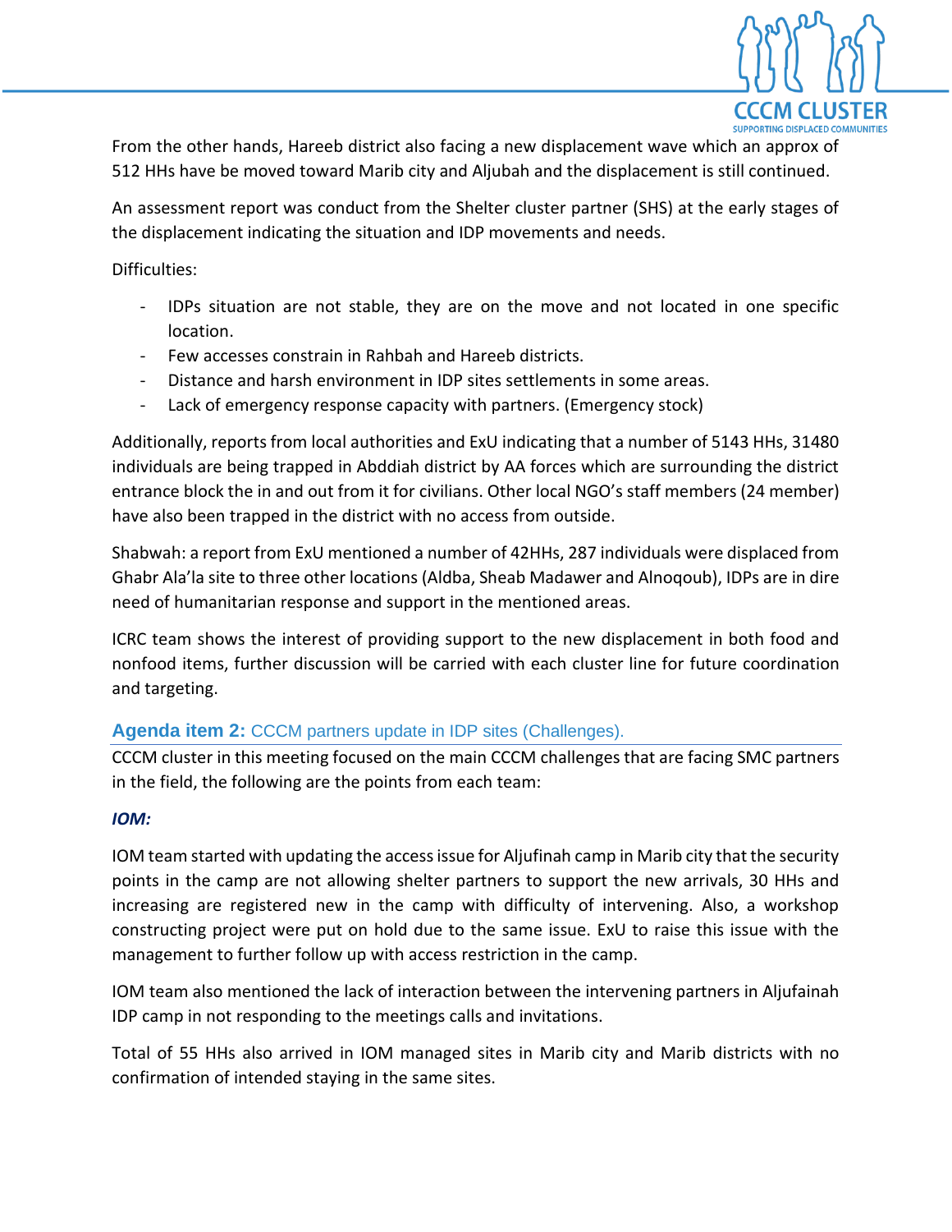From the other hands, Hareeb district also facing a new displacement wave which an approx of 512 HHs have be moved toward Marib city and Aljubah and the displacement is still continued.

An assessment report was conduct from the Shelter cluster partner (SHS) at the early stages of the displacement indicating the situation and IDP movements and needs.

Difficulties:

- IDPs situation are not stable, they are on the move and not located in one specific location.
- Few accesses constrain in Rahbah and Hareeb districts.
- Distance and harsh environment in IDP sites settlements in some areas.
- Lack of emergency response capacity with partners. (Emergency stock)

Additionally, reports from local authorities and ExU indicating that a number of 5143 HHs, 31480 individuals are being trapped in Abddiah district by AA forces which are surrounding the district entrance block the in and out from it for civilians. Other local NGO's staff members (24 member) have also been trapped in the district with no access from outside.

Shabwah: a report from ExU mentioned a number of 42HHs, 287 individuals were displaced from Ghabr Ala'la site to three other locations (Aldba, Sheab Madawer and Alnoqoub), IDPs are in dire need of humanitarian response and support in the mentioned areas.

ICRC team shows the interest of providing support to the new displacement in both food and nonfood items, further discussion will be carried with each cluster line for future coordination and targeting.

## Agenda item 2: CCCM partners update in IDP sites (Challenges).

CCCM cluster in this meeting focused on the main CCCM challenges that are facing SMC partners in the field, the following are the points from each team:

### *IOM:*

IOM team started with updating the access issue for Aljufinah camp in Marib city that the security points in the camp are not allowing shelter partners to support the new arrivals, 30 HHs and increasing are registered new in the camp with difficulty of intervening. Also, a workshop constructing project were put on hold due to the same issue. ExU to raise this issue with the management to further follow up with access restriction in the camp.

IOM team also mentioned the lack of interaction between the intervening partners in Aljufainah IDP camp in not responding to the meetings calls and invitations.

Total of 55 HHs also arrived in IOM managed sites in Marib city and Marib districts with no confirmation of intended staying in the same sites.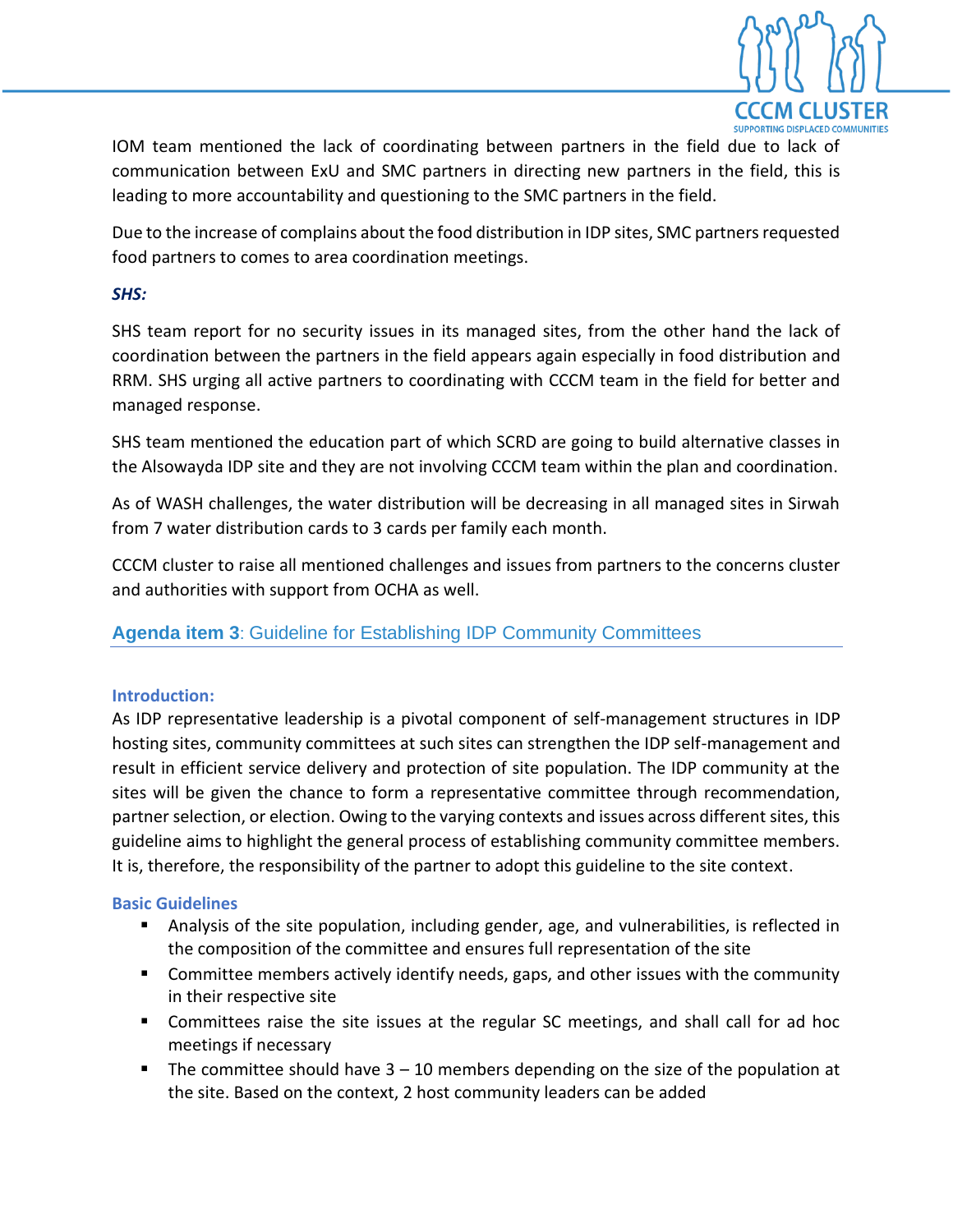IOM team mentioned the lack of coordinating between partners in the field due to lack of communication between ExU and SMC partners in directing new partners in the field, this is leading to more accountability and questioning to the SMC partners in the field.

Due to the increase of complains about the food distribution in IDP sites, SMC partners requested food partners to comes to area coordination meetings.

***SHS:***

SHS team report for no security issues in its managed sites, from the other hand the lack of coordination between the partners in the field appears again especially in food distribution and RRM. SHS urging all active partners to coordinating with CCCM team in the field for better and managed response.

SHS team mentioned the education part of which SCRD are going to build alternative classes in the Alsowayda IDP site and they are not involving CCCM team within the plan and coordination.

As of WASH challenges, the water distribution will be decreasing in all managed sites in Sirwah from 7 water distribution cards to 3 cards per family each month.

CCCM cluster to raise all mentioned challenges and issues from partners to the concerns cluster and authorities with support from OCHA as well.

## **Agenda item 3**: Guideline for Establishing IDP Community Committees

**Introduction:**

As IDP representative leadership is a pivotal component of self-management structures in IDP hosting sites, community committees at such sites can strengthen the IDP self-management and result in efficient service delivery and protection of site population. The IDP community at the sites will be given the chance to form a representative committee through recommendation, partner selection, or election. Owing to the varying contexts and issues across different sites, this guideline aims to highlight the general process of establishing community committee members. It is, therefore, the responsibility of the partner to adopt this guideline to the site context.

**Basic Guidelines**

- Analysis of the site population, including gender, age, and vulnerabilities, is reflected in the composition of the committee and ensures full representation of the site
- Committee members actively identify needs, gaps, and other issues with the community in their respective site
- Committees raise the site issues at the regular SC meetings, and shall call for ad hoc meetings if necessary
- The committee should have 3 – 10 members depending on the size of the population at the site. Based on the context, 2 host community leaders can be added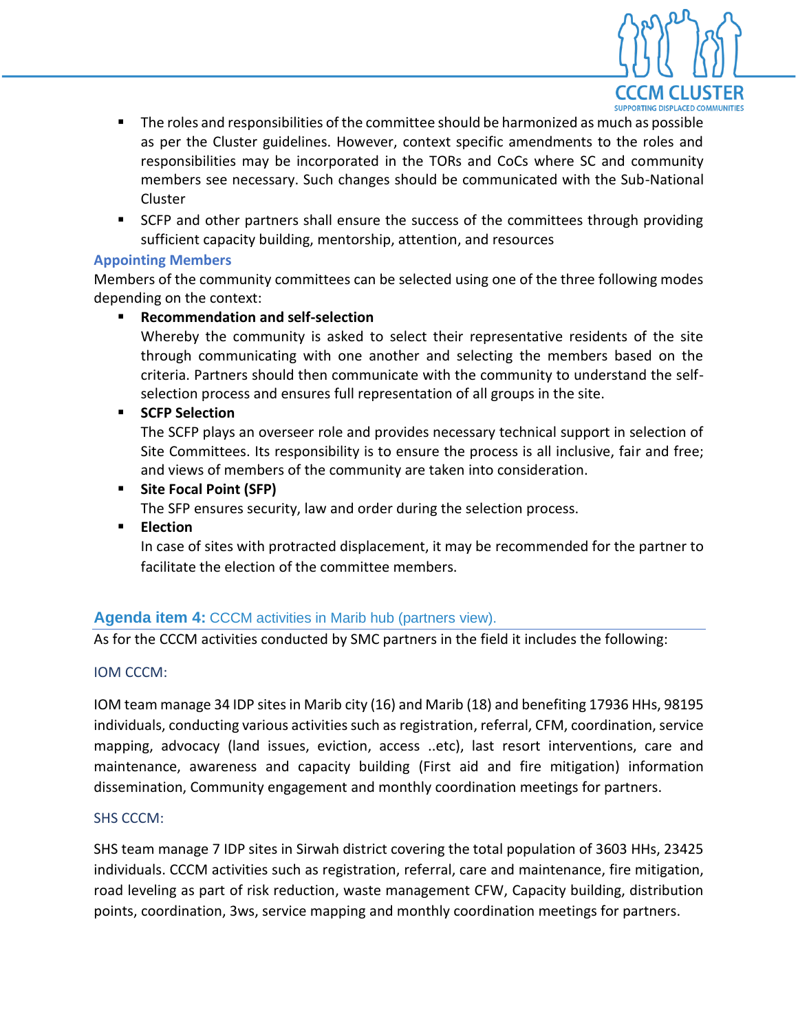- The roles and responsibilities of the committee should be harmonized as much as possible as per the Cluster guidelines. However, context specific amendments to the roles and responsibilities may be incorporated in the TORs and CoCs where SC and community members see necessary. Such changes should be communicated with the Sub-National Cluster
- SCFP and other partners shall ensure the success of the committees through providing sufficient capacity building, mentorship, attention, and resources

### Appointing Members

Members of the community committees can be selected using one of the three following modes depending on the context:

- **Recommendation and self-selection**
  Whereby the community is asked to select their representative residents of the site through communicating with one another and selecting the members based on the criteria. Partners should then communicate with the community to understand the self-selection process and ensures full representation of all groups in the site.
- **SCFP Selection**
  The SCFP plays an overseer role and provides necessary technical support in selection of Site Committees. Its responsibility is to ensure the process is all inclusive, fair and free; and views of members of the community are taken into consideration.
- **Site Focal Point (SFP)**
  The SFP ensures security, law and order during the selection process.
- **Election**
  In case of sites with protracted displacement, it may be recommended for the partner to facilitate the election of the committee members.

## **Agenda item 4:** CCCM activities in Marib hub (partners view).

As for the CCCM activities conducted by SMC partners in the field it includes the following:

### IOM CCCM:

IOM team manage 34 IDP sites in Marib city (16) and Marib (18) and benefiting 17936 HHs, 98195 individuals, conducting various activities such as registration, referral, CFM, coordination, service mapping, advocacy (land issues, eviction, access ..etc), last resort interventions, care and maintenance, awareness and capacity building (First aid and fire mitigation) information dissemination, Community engagement and monthly coordination meetings for partners.

### SHS CCCM:

SHS team manage 7 IDP sites in Sirwah district covering the total population of 3603 HHs, 23425 individuals. CCCM activities such as registration, referral, care and maintenance, fire mitigation, road leveling as part of risk reduction, waste management CFW, Capacity building, distribution points, coordination, 3ws, service mapping and monthly coordination meetings for partners.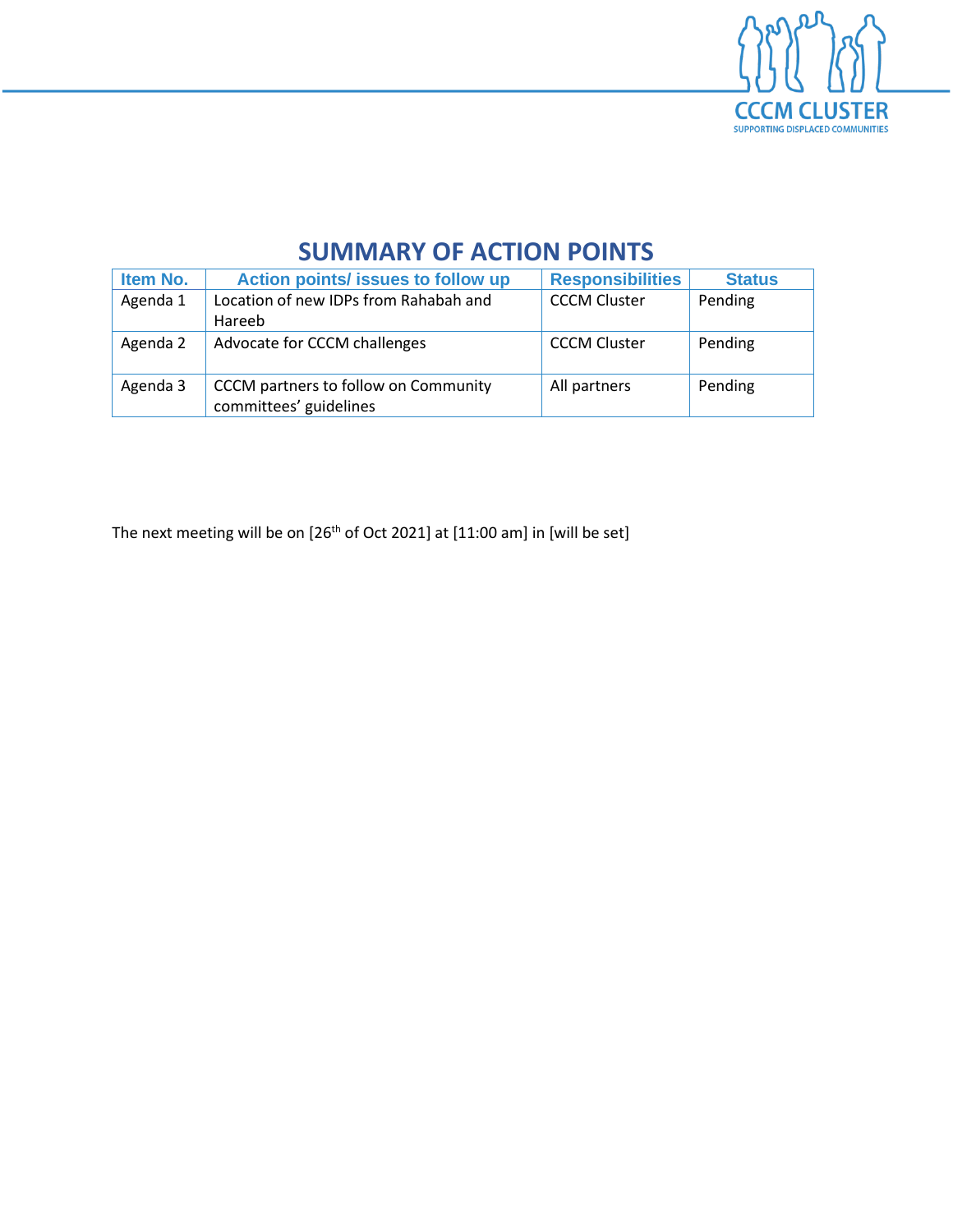# SUMMARY OF ACTION POINTS

| Item No. | Action points/ issues to follow up | Responsibilities | Status |
|---|---|---|---|
| Agenda 1 | Location of new IDPs from Rahabah and Hareeb | CCCM Cluster | Pending |
| Agenda 2 | Advocate for CCCM challenges | CCCM Cluster | Pending |
| Agenda 3 | CCCM partners to follow on Community committees' guidelines | All partners | Pending |

The next meeting will be on [26th of Oct 2021] at [11:00 am] in [will be set]